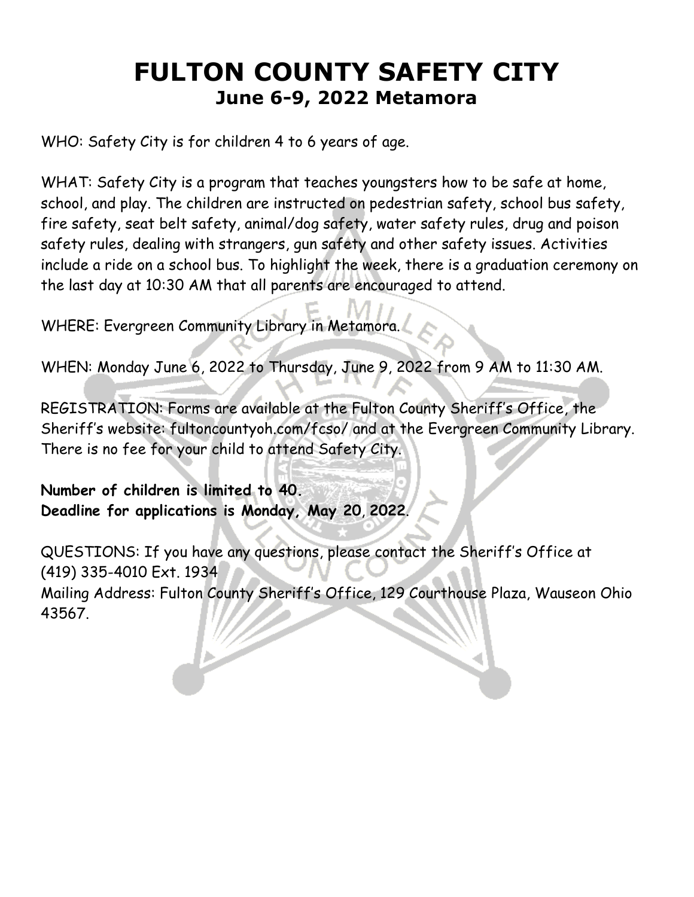# FULTON COUNTY SAFETY CITY

## June 6-9, 2022 Metamora

WHO: Safety City is for children 4 to 6 years of age.

WHAT: Safety City is a program that teaches youngsters how to be safe at home, school, and play. The children are instructed on pedestrian safety, school bus safety, fire safety, seat belt safety, animal/dog safety, water safety rules, drug and poison safety rules, dealing with strangers, gun safety and other safety issues. Activities include a ride on a school bus. To highlight the week, there is a graduation ceremony on the last day at 10:30 AM that all parents are encouraged to attend.

WHERE: Evergreen Community Library in Metamora.

WHEN: Monday June 6, 2022 to Thursday, June 9, 2022 from 9 AM to 11:30 AM.

REGISTRATION: Forms are available at the Fulton County Sheriff's Office, the Sheriff's website: fultoncountyoh.com/fcso/ and at the Evergreen Community Library. There is no fee for your child to attend Safety City.

**Number of children is limited to 40.**
**Deadline for applications is Monday, May 20, 2022**.

QUESTIONS: If you have any questions, please contact the Sheriff's Office at (419) 335-4010 Ext. 1934
Mailing Address: Fulton County Sheriff's Office, 129 Courthouse Plaza, Wauseon Ohio 43567.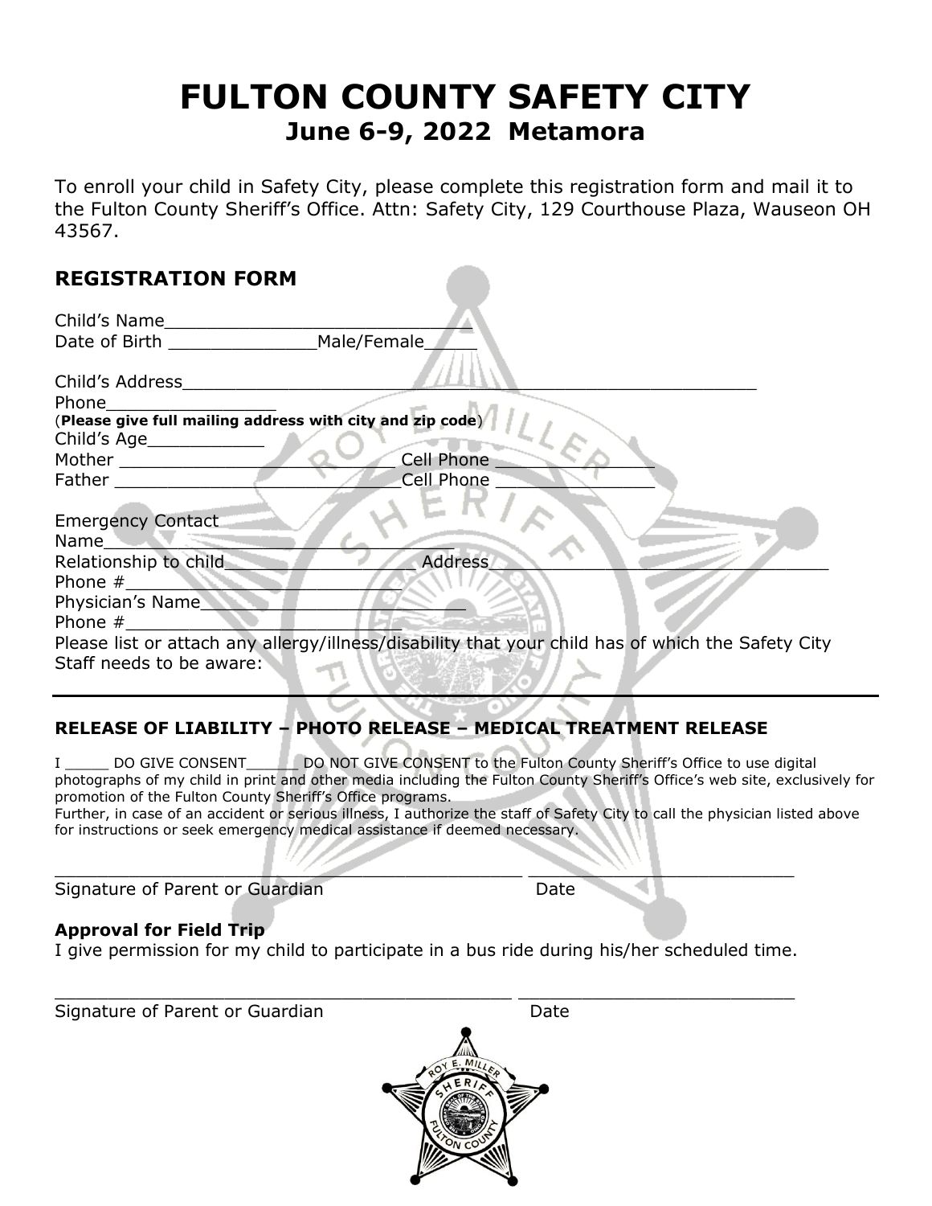# FULTON COUNTY SAFETY CITY

## June 6-9, 2022 Metamora

To enroll your child in Safety City, please complete this registration form and mail it to the Fulton County Sheriff's Office. Attn: Safety City, 129 Courthouse Plaza, Wauseon OH 43567.

## REGISTRATION FORM

Child's Name______________________________
Date of Birth ______________Male/Female_____

Child's Address________________________________________________________
Phone_________________
(**Please give full mailing address with city and zip code**)
Child's Age___________
Mother __________________________ Cell Phone _______________
Father ___________________________Cell Phone _______________

Emergency Contact
Name__________________________________
Relationship to child__________________ Address_________________________________
Phone #__________________________
Physician's Name__________________________
Phone #__________________________
Please list or attach any allergy/illness/disability that your child has of which the Safety City Staff needs to be aware:

---

### RELEASE OF LIABILITY – PHOTO RELEASE – MEDICAL TREATMENT RELEASE

I _____ DO GIVE CONSENT______ DO NOT GIVE CONSENT to the Fulton County Sheriff's Office to use digital photographs of my child in print and other media including the Fulton County Sheriff's Office's web site, exclusively for promotion of the Fulton County Sheriff's Office programs.
Further, in case of an accident or serious illness, I authorize the staff of Safety City to call the physician listed above for instructions or seek emergency medical assistance if deemed necessary.

_____________________________________________ __________________________
Signature of Parent or Guardian Date

**Approval for Field Trip**
I give permission for my child to participate in a bus ride during his/her scheduled time.

_____________________________________________ __________________________
Signature of Parent or Guardian Date